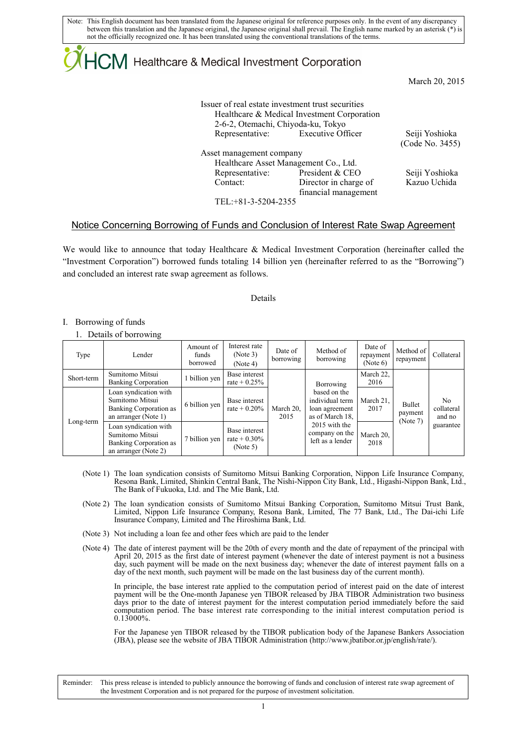Note: This English document has been translated from the Japanese original for reference purposes only. In the event of any discrepancy between this translation and the Japanese original, the Japanese original shall prevail. The English name marked by an asterisk (*) is not the officially recognized one. It has been translated using the conventional translations of the terms.

HCM Healthcare & Medical Investment Corporation

March 20, 2015

Issuer of real estate investment trust securities
Healthcare & Medical Investment Corporation
2-6-2, Otemachi, Chiyoda-ku, Tokyo
Representative: Executive Officer Seiji Yoshioka
(Code No. 3455)

Asset management company
Healthcare Asset Management Co., Ltd.
Representative: President & CEO Seiji Yoshioka
Contact: Director in charge of financial management Kazuo Uchida
TEL:+81-3-5204-2355

## Notice Concerning Borrowing of Funds and Conclusion of Interest Rate Swap Agreement

We would like to announce that today Healthcare & Medical Investment Corporation (hereinafter called the "Investment Corporation") borrowed funds totaling 14 billion yen (hereinafter referred to as the "Borrowing") and concluded an interest rate swap agreement as follows.

Details

I. Borrowing of funds

1. Details of borrowing

| Type | Lender | Amount of funds borrowed | Interest rate (Note 3) (Note 4) | Date of borrowing | Method of borrowing | Date of repayment (Note 6) | Method of repayment | Collateral |
|---|---|---|---|---|---|---|---|---|
| Short-term | Sumitomo Mitsui Banking Corporation | 1 billion yen | Base interest rate + 0.25% | March 20, 2015 | Borrowing based on the individual term loan agreement as of March 18, 2015 with the company on the left as a lender | March 22, 2016 | Bullet payment (Note 7) | No collateral and no guarantee |
| Long-term | Loan syndication with Sumitomo Mitsui Banking Corporation as an arranger (Note 1) | 6 billion yen | Base interest rate + 0.20% | | | March 21, 2017 | | |
| | Loan syndication with Sumitomo Mitsui Banking Corporation as an arranger (Note 2) | 7 billion yen | Base interest rate + 0.30% (Note 5) | | | March 20, 2018 | | |

(Note 1) The loan syndication consists of Sumitomo Mitsui Banking Corporation, Nippon Life Insurance Company, Resona Bank, Limited, Shinkin Central Bank, The Nishi-Nippon City Bank, Ltd., Higashi-Nippon Bank, Ltd., The Bank of Fukuoka, Ltd. and The Mie Bank, Ltd.

(Note 2) The loan syndication consists of Sumitomo Mitsui Banking Corporation, Sumitomo Mitsui Trust Bank, Limited, Nippon Life Insurance Company, Resona Bank, Limited, The 77 Bank, Ltd., The Dai-ichi Life Insurance Company, Limited and The Hiroshima Bank, Ltd.

(Note 3) Not including a loan fee and other fees which are paid to the lender

(Note 4) The date of interest payment will be the 20th of every month and the date of repayment of the principal with April 20, 2015 as the first date of interest payment (whenever the date of interest payment is not a business day, such payment will be made on the next business day; whenever the date of interest payment falls on a day of the next month, such payment will be made on the last business day of the current month).

In principle, the base interest rate applied to the computation period of interest paid on the date of interest payment will be the One-month Japanese yen TIBOR released by JBA TIBOR Administration two business days prior to the date of interest payment for the interest computation period immediately before the said computation period. The base interest rate corresponding to the initial interest computation period is 0.13000%.

For the Japanese yen TIBOR released by the TIBOR publication body of the Japanese Bankers Association (JBA), please see the website of JBA TIBOR Administration (http://www.jbatibor.or.jp/english/rate/).

Reminder: This press release is intended to publicly announce the borrowing of funds and conclusion of interest rate swap agreement of the Investment Corporation and is not prepared for the purpose of investment solicitation.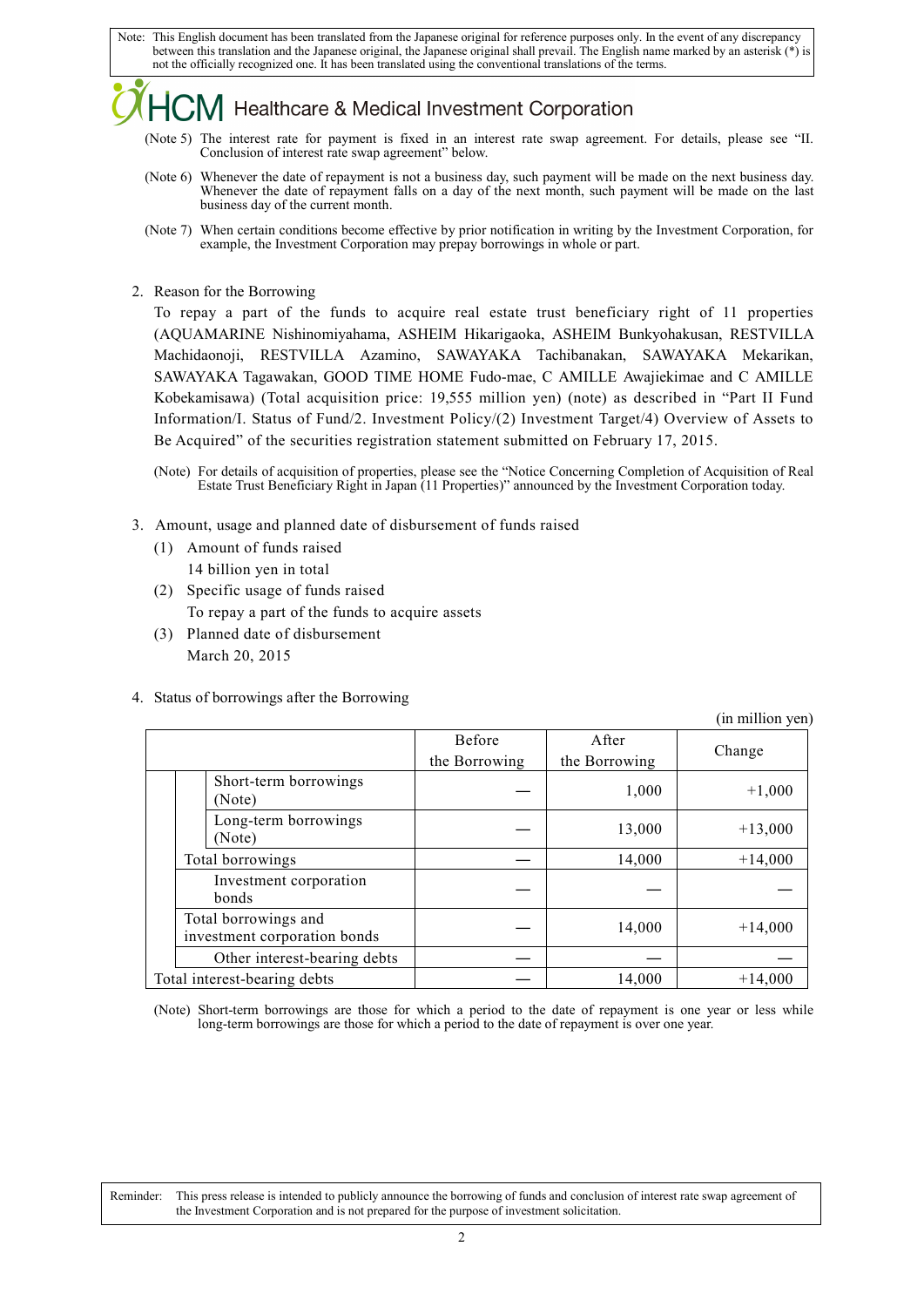Note: This English document has been translated from the Japanese original for reference purposes only. In the event of any discrepancy between this translation and the Japanese original, the Japanese original shall prevail. The English name marked by an asterisk (*) is not the officially recognized one. It has been translated using the conventional translations of the terms.

(Note 5) The interest rate for payment is fixed in an interest rate swap agreement. For details, please see "II. Conclusion of interest rate swap agreement" below.

(Note 6) Whenever the date of repayment is not a business day, such payment will be made on the next business day. Whenever the date of repayment falls on a day of the next month, such payment will be made on the last business day of the current month.

(Note 7) When certain conditions become effective by prior notification in writing by the Investment Corporation, for example, the Investment Corporation may prepay borrowings in whole or part.

2. Reason for the Borrowing

To repay a part of the funds to acquire real estate trust beneficiary right of 11 properties (AQUAMARINE Nishinomiyahama, ASHEIM Hikarigaoka, ASHEIM Bunkyohakusan, RESTVILLA Machidaonoji, RESTVILLA Azamino, SAWAYAKA Tachibanakan, SAWAYAKA Mekarikan, SAWAYAKA Tagawakan, GOOD TIME HOME Fudo-mae, C AMILLE Awajiekimae and C AMILLE Kobekamisawa) (Total acquisition price: 19,555 million yen) (note) as described in "Part II Fund Information/I. Status of Fund/2. Investment Policy/(2) Investment Target/4) Overview of Assets to Be Acquired" of the securities registration statement submitted on February 17, 2015.

(Note) For details of acquisition of properties, please see the "Notice Concerning Completion of Acquisition of Real Estate Trust Beneficiary Right in Japan (11 Properties)" announced by the Investment Corporation today.

3. Amount, usage and planned date of disbursement of funds raised

(1) Amount of funds raised
14 billion yen in total

(2) Specific usage of funds raised
To repay a part of the funds to acquire assets

(3) Planned date of disbursement
March 20, 2015

4. Status of borrowings after the Borrowing

(in million yen)

| | Before the Borrowing | After the Borrowing | Change |
|---|---|---|---|
| Short-term borrowings (Note) | — | 1,000 | +1,000 |
| Long-term borrowings (Note) | — | 13,000 | +13,000 |
| Total borrowings | — | 14,000 | +14,000 |
| Investment corporation bonds | — | — | — |
| Total borrowings and investment corporation bonds | — | 14,000 | +14,000 |
| Other interest-bearing debts | — | — | — |
| Total interest-bearing debts | — | 14,000 | +14,000 |

(Note) Short-term borrowings are those for which a period to the date of repayment is one year or less while long-term borrowings are those for which a period to the date of repayment is over one year.

Reminder: This press release is intended to publicly announce the borrowing of funds and conclusion of interest rate swap agreement of the Investment Corporation and is not prepared for the purpose of investment solicitation.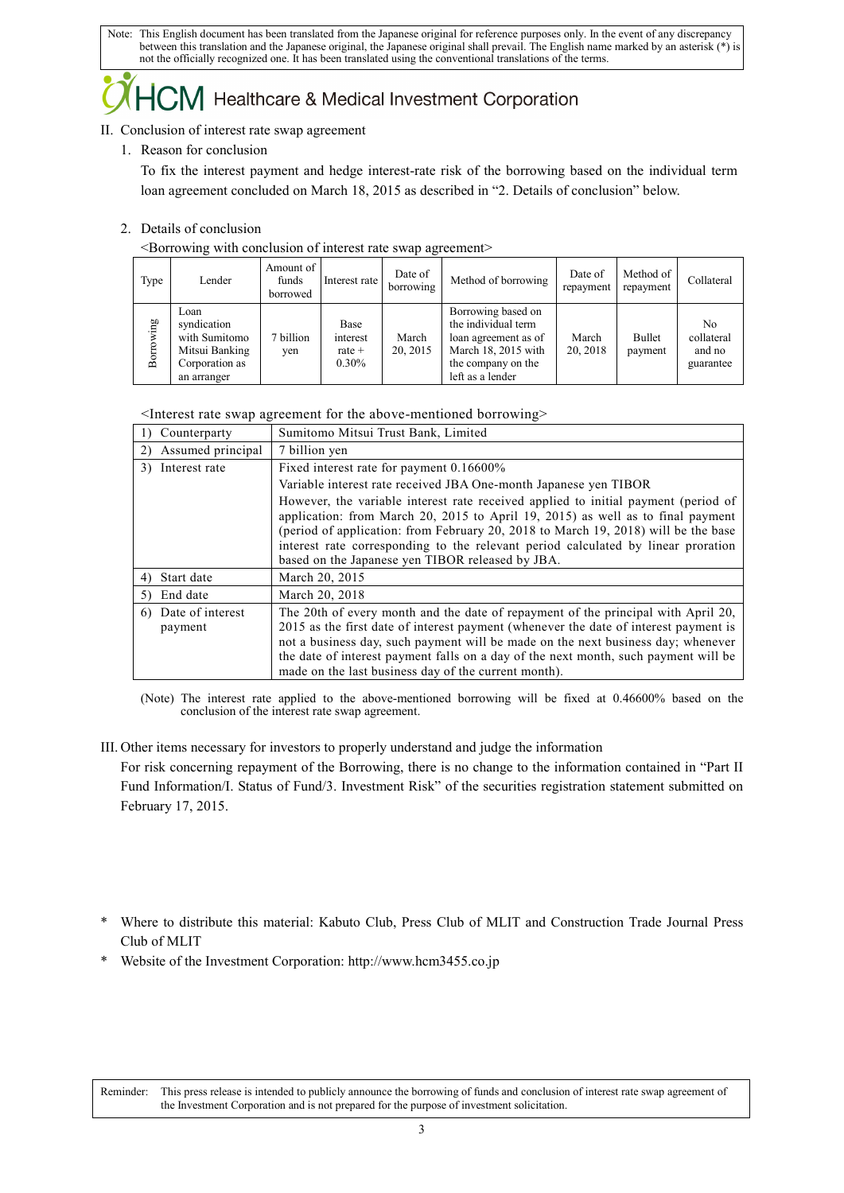Note: This English document has been translated from the Japanese original for reference purposes only. In the event of any discrepancy between this translation and the Japanese original, the Japanese original shall prevail. The English name marked by an asterisk (*) is not the officially recognized one. It has been translated using the conventional translations of the terms.

HCM Healthcare & Medical Investment Corporation

## II. Conclusion of interest rate swap agreement

### 1. Reason for conclusion

To fix the interest payment and hedge interest-rate risk of the borrowing based on the individual term loan agreement concluded on March 18, 2015 as described in "2. Details of conclusion" below.

### 2. Details of conclusion

<Borrowing with conclusion of interest rate swap agreement>

| Type | Lender | Amount of funds borrowed | Interest rate | Date of borrowing | Method of borrowing | Date of repayment | Method of repayment | Collateral |
|---|---|---|---|---|---|---|---|---|
| Borrowing | Loan syndication with Sumitomo Mitsui Banking Corporation as an arranger | 7 billion yen | Base interest rate + 0.30% | March 20, 2015 | Borrowing based on the individual term loan agreement as of March 18, 2015 with the company on the left as a lender | March 20, 2018 | Bullet payment | No collateral and no guarantee |

<Interest rate swap agreement for the above-mentioned borrowing>

| | |
|---|---|
| 1) Counterparty | Sumitomo Mitsui Trust Bank, Limited |
| 2) Assumed principal | 7 billion yen |
| 3) Interest rate | Fixed interest rate for payment 0.16600%<br>Variable interest rate received JBA One-month Japanese yen TIBOR<br>However, the variable interest rate received applied to initial payment (period of application: from March 20, 2015 to April 19, 2015) as well as to final payment (period of application: from February 20, 2018 to March 19, 2018) will be the base interest rate corresponding to the relevant period calculated by linear proration based on the Japanese yen TIBOR released by JBA. |
| 4) Start date | March 20, 2015 |
| 5) End date | March 20, 2018 |
| 6) Date of interest payment | The 20th of every month and the date of repayment of the principal with April 20, 2015 as the first date of interest payment (whenever the date of interest payment is not a business day, such payment will be made on the next business day; whenever the date of interest payment falls on a day of the next month, such payment will be made on the last business day of the current month). |

(Note) The interest rate applied to the above-mentioned borrowing will be fixed at 0.46600% based on the conclusion of the interest rate swap agreement.

## III. Other items necessary for investors to properly understand and judge the information

For risk concerning repayment of the Borrowing, there is no change to the information contained in "Part II Fund Information/I. Status of Fund/3. Investment Risk" of the securities registration statement submitted on February 17, 2015.

* Where to distribute this material: Kabuto Club, Press Club of MLIT and Construction Trade Journal Press Club of MLIT
* Website of the Investment Corporation: http://www.hcm3455.co.jp

Reminder: This press release is intended to publicly announce the borrowing of funds and conclusion of interest rate swap agreement of the Investment Corporation and is not prepared for the purpose of investment solicitation.